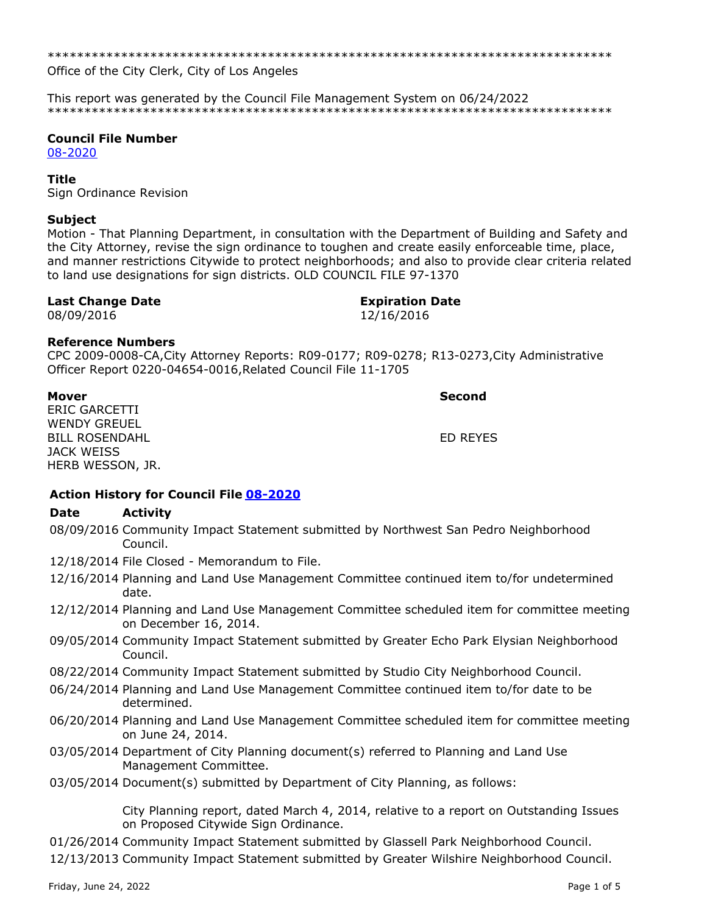******************************************************************************
Office of the City Clerk, City of Los Angeles

This report was generated by the Council File Management System on 06/24/2022
******************************************************************************

**Council File Number**
08-2020

**Title**
Sign Ordinance Revision

**Subject**
Motion - That Planning Department, in consultation with the Department of Building and Safety and the City Attorney, revise the sign ordinance to toughen and create easily enforceable time, place, and manner restrictions Citywide to protect neighborhoods; and also to provide clear criteria related to land use designations for sign districts. OLD COUNCIL FILE 97-1370

**Last Change Date**
08/09/2016

**Expiration Date**
12/16/2016

**Reference Numbers**
CPC 2009-0008-CA,City Attorney Reports: R09-0177; R09-0278; R13-0273,City Administrative Officer Report 0220-04654-0016,Related Council File 11-1705

**Mover**
ERIC GARCETTI
WENDY GREUEL
BILL ROSENDAHL
JACK WEISS
HERB WESSON, JR.

**Second**
ED REYES

**Action History for Council File 08-2020**

| Date | Activity |
|---|---|
| 08/09/2016 | Community Impact Statement submitted by Northwest San Pedro Neighborhood Council. |
| 12/18/2014 | File Closed - Memorandum to File. |
| 12/16/2014 | Planning and Land Use Management Committee continued item to/for undetermined date. |
| 12/12/2014 | Planning and Land Use Management Committee scheduled item for committee meeting on December 16, 2014. |
| 09/05/2014 | Community Impact Statement submitted by Greater Echo Park Elysian Neighborhood Council. |
| 08/22/2014 | Community Impact Statement submitted by Studio City Neighborhood Council. |
| 06/24/2014 | Planning and Land Use Management Committee continued item to/for date to be determined. |
| 06/20/2014 | Planning and Land Use Management Committee scheduled item for committee meeting on June 24, 2014. |
| 03/05/2014 | Department of City Planning document(s) referred to Planning and Land Use Management Committee. |
| 03/05/2014 | Document(s) submitted by Department of City Planning, as follows: City Planning report, dated March 4, 2014, relative to a report on Outstanding Issues on Proposed Citywide Sign Ordinance. |
| 01/26/2014 | Community Impact Statement submitted by Glassell Park Neighborhood Council. |
| 12/13/2013 | Community Impact Statement submitted by Greater Wilshire Neighborhood Council. |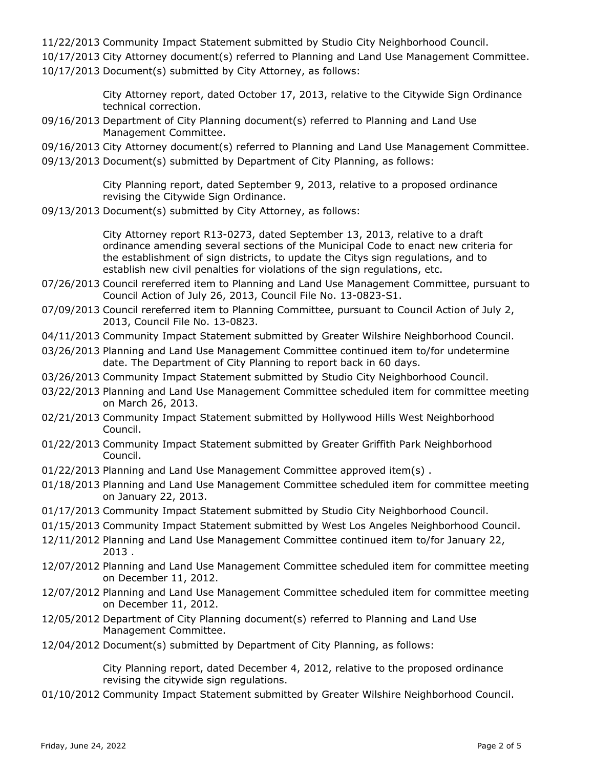11/22/2013 Community Impact Statement submitted by Studio City Neighborhood Council.

10/17/2013 City Attorney document(s) referred to Planning and Land Use Management Committee.

10/17/2013 Document(s) submitted by City Attorney, as follows:

City Attorney report, dated October 17, 2013, relative to the Citywide Sign Ordinance technical correction.

09/16/2013 Department of City Planning document(s) referred to Planning and Land Use Management Committee.

09/16/2013 City Attorney document(s) referred to Planning and Land Use Management Committee.

09/13/2013 Document(s) submitted by Department of City Planning, as follows:

City Planning report, dated September 9, 2013, relative to a proposed ordinance revising the Citywide Sign Ordinance.

09/13/2013 Document(s) submitted by City Attorney, as follows:

City Attorney report R13-0273, dated September 13, 2013, relative to a draft ordinance amending several sections of the Municipal Code to enact new criteria for the establishment of sign districts, to update the Citys sign regulations, and to establish new civil penalties for violations of the sign regulations, etc.

07/26/2013 Council rereferred item to Planning and Land Use Management Committee, pursuant to Council Action of July 26, 2013, Council File No. 13-0823-S1.

07/09/2013 Council rereferred item to Planning Committee, pursuant to Council Action of July 2, 2013, Council File No. 13-0823.

04/11/2013 Community Impact Statement submitted by Greater Wilshire Neighborhood Council.

03/26/2013 Planning and Land Use Management Committee continued item to/for undetermine date. The Department of City Planning to report back in 60 days.

03/26/2013 Community Impact Statement submitted by Studio City Neighborhood Council.

03/22/2013 Planning and Land Use Management Committee scheduled item for committee meeting on March 26, 2013.

02/21/2013 Community Impact Statement submitted by Hollywood Hills West Neighborhood Council.

01/22/2013 Community Impact Statement submitted by Greater Griffith Park Neighborhood Council.

01/22/2013 Planning and Land Use Management Committee approved item(s) .

01/18/2013 Planning and Land Use Management Committee scheduled item for committee meeting on January 22, 2013.

01/17/2013 Community Impact Statement submitted by Studio City Neighborhood Council.

01/15/2013 Community Impact Statement submitted by West Los Angeles Neighborhood Council.

12/11/2012 Planning and Land Use Management Committee continued item to/for January 22, 2013 .

12/07/2012 Planning and Land Use Management Committee scheduled item for committee meeting on December 11, 2012.

12/07/2012 Planning and Land Use Management Committee scheduled item for committee meeting on December 11, 2012.

12/05/2012 Department of City Planning document(s) referred to Planning and Land Use Management Committee.

12/04/2012 Document(s) submitted by Department of City Planning, as follows:

City Planning report, dated December 4, 2012, relative to the proposed ordinance revising the citywide sign regulations.

01/10/2012 Community Impact Statement submitted by Greater Wilshire Neighborhood Council.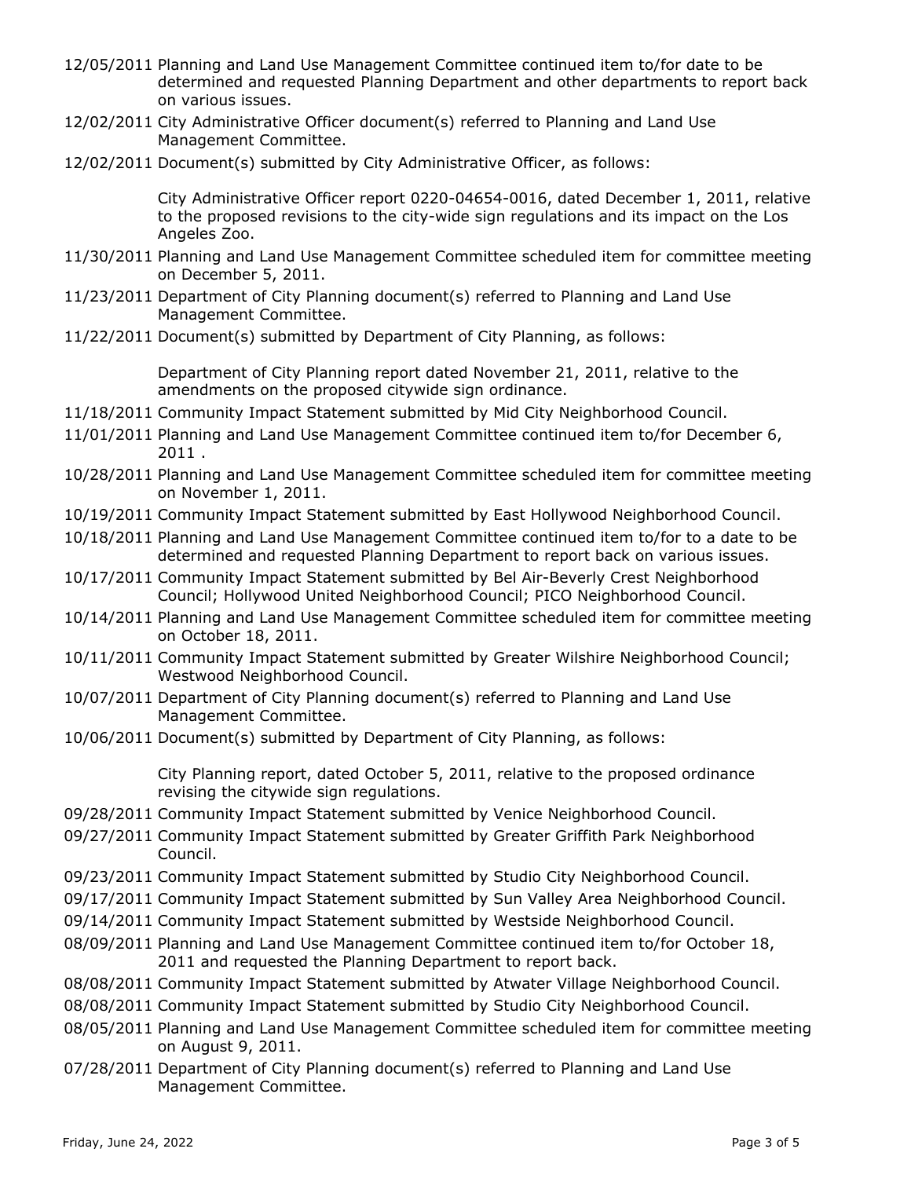12/05/2011 Planning and Land Use Management Committee continued item to/for date to be determined and requested Planning Department and other departments to report back on various issues.

12/02/2011 City Administrative Officer document(s) referred to Planning and Land Use Management Committee.

12/02/2011 Document(s) submitted by City Administrative Officer, as follows:

City Administrative Officer report 0220-04654-0016, dated December 1, 2011, relative to the proposed revisions to the city-wide sign regulations and its impact on the Los Angeles Zoo.

11/30/2011 Planning and Land Use Management Committee scheduled item for committee meeting on December 5, 2011.

11/23/2011 Department of City Planning document(s) referred to Planning and Land Use Management Committee.

11/22/2011 Document(s) submitted by Department of City Planning, as follows:

Department of City Planning report dated November 21, 2011, relative to the amendments on the proposed citywide sign ordinance.

11/18/2011 Community Impact Statement submitted by Mid City Neighborhood Council.

11/01/2011 Planning and Land Use Management Committee continued item to/for December 6, 2011 .

10/28/2011 Planning and Land Use Management Committee scheduled item for committee meeting on November 1, 2011.

10/19/2011 Community Impact Statement submitted by East Hollywood Neighborhood Council.

10/18/2011 Planning and Land Use Management Committee continued item to/for to a date to be determined and requested Planning Department to report back on various issues.

10/17/2011 Community Impact Statement submitted by Bel Air-Beverly Crest Neighborhood Council; Hollywood United Neighborhood Council; PICO Neighborhood Council.

10/14/2011 Planning and Land Use Management Committee scheduled item for committee meeting on October 18, 2011.

10/11/2011 Community Impact Statement submitted by Greater Wilshire Neighborhood Council; Westwood Neighborhood Council.

10/07/2011 Department of City Planning document(s) referred to Planning and Land Use Management Committee.

10/06/2011 Document(s) submitted by Department of City Planning, as follows:

City Planning report, dated October 5, 2011, relative to the proposed ordinance revising the citywide sign regulations.

09/28/2011 Community Impact Statement submitted by Venice Neighborhood Council.

09/27/2011 Community Impact Statement submitted by Greater Griffith Park Neighborhood Council.

09/23/2011 Community Impact Statement submitted by Studio City Neighborhood Council.

09/17/2011 Community Impact Statement submitted by Sun Valley Area Neighborhood Council.

09/14/2011 Community Impact Statement submitted by Westside Neighborhood Council.

08/09/2011 Planning and Land Use Management Committee continued item to/for October 18, 2011 and requested the Planning Department to report back.

08/08/2011 Community Impact Statement submitted by Atwater Village Neighborhood Council.

08/08/2011 Community Impact Statement submitted by Studio City Neighborhood Council.

08/05/2011 Planning and Land Use Management Committee scheduled item for committee meeting on August 9, 2011.

07/28/2011 Department of City Planning document(s) referred to Planning and Land Use Management Committee.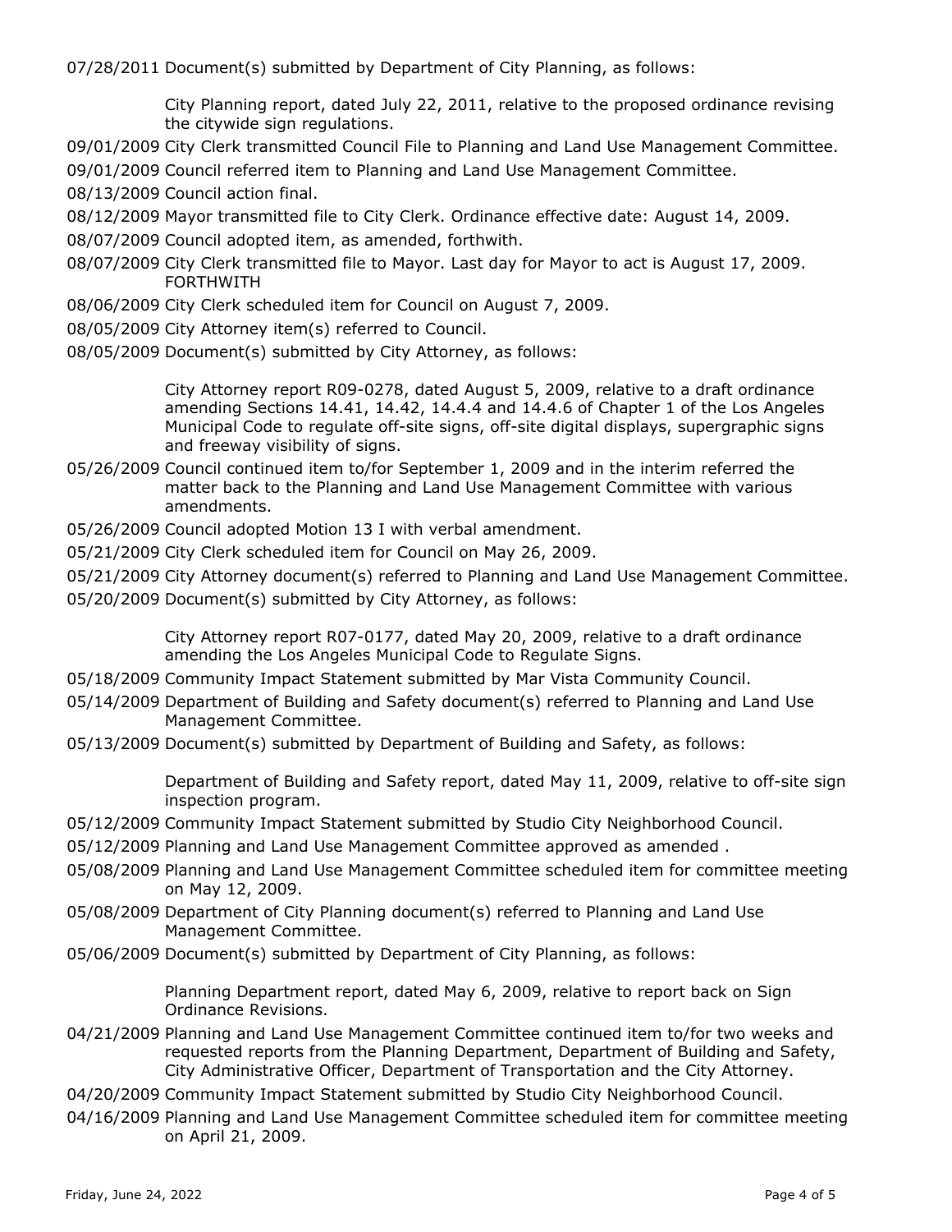07/28/2011 Document(s) submitted by Department of City Planning, as follows:

City Planning report, dated July 22, 2011, relative to the proposed ordinance revising the citywide sign regulations.

09/01/2009 City Clerk transmitted Council File to Planning and Land Use Management Committee.

09/01/2009 Council referred item to Planning and Land Use Management Committee.

08/13/2009 Council action final.

08/12/2009 Mayor transmitted file to City Clerk. Ordinance effective date: August 14, 2009.

08/07/2009 Council adopted item, as amended, forthwith.

08/07/2009 City Clerk transmitted file to Mayor. Last day for Mayor to act is August 17, 2009. FORTHWITH

08/06/2009 City Clerk scheduled item for Council on August 7, 2009.

08/05/2009 City Attorney item(s) referred to Council.

08/05/2009 Document(s) submitted by City Attorney, as follows:

City Attorney report R09-0278, dated August 5, 2009, relative to a draft ordinance amending Sections 14.41, 14.42, 14.4.4 and 14.4.6 of Chapter 1 of the Los Angeles Municipal Code to regulate off-site signs, off-site digital displays, supergraphic signs and freeway visibility of signs.

05/26/2009 Council continued item to/for September 1, 2009 and in the interim referred the matter back to the Planning and Land Use Management Committee with various amendments.

05/26/2009 Council adopted Motion 13 I with verbal amendment.

05/21/2009 City Clerk scheduled item for Council on May 26, 2009.

05/21/2009 City Attorney document(s) referred to Planning and Land Use Management Committee.

05/20/2009 Document(s) submitted by City Attorney, as follows:

City Attorney report R07-0177, dated May 20, 2009, relative to a draft ordinance amending the Los Angeles Municipal Code to Regulate Signs.

05/18/2009 Community Impact Statement submitted by Mar Vista Community Council.

05/14/2009 Department of Building and Safety document(s) referred to Planning and Land Use Management Committee.

05/13/2009 Document(s) submitted by Department of Building and Safety, as follows:

Department of Building and Safety report, dated May 11, 2009, relative to off-site sign inspection program.

05/12/2009 Community Impact Statement submitted by Studio City Neighborhood Council.

05/12/2009 Planning and Land Use Management Committee approved as amended .

05/08/2009 Planning and Land Use Management Committee scheduled item for committee meeting on May 12, 2009.

05/08/2009 Department of City Planning document(s) referred to Planning and Land Use Management Committee.

05/06/2009 Document(s) submitted by Department of City Planning, as follows:

Planning Department report, dated May 6, 2009, relative to report back on Sign Ordinance Revisions.

04/21/2009 Planning and Land Use Management Committee continued item to/for two weeks and requested reports from the Planning Department, Department of Building and Safety, City Administrative Officer, Department of Transportation and the City Attorney.

04/20/2009 Community Impact Statement submitted by Studio City Neighborhood Council.

04/16/2009 Planning and Land Use Management Committee scheduled item for committee meeting on April 21, 2009.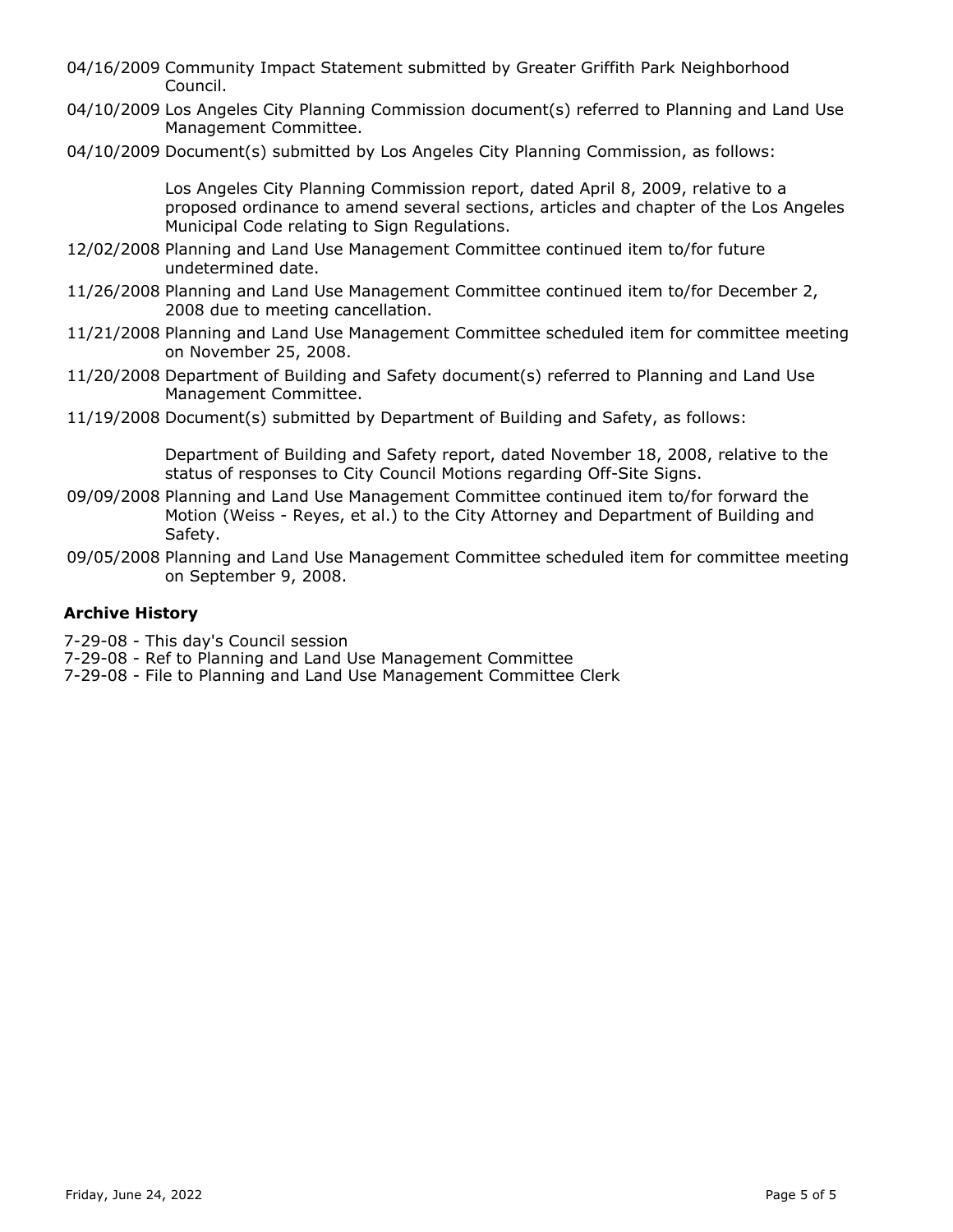04/16/2009 Community Impact Statement submitted by Greater Griffith Park Neighborhood Council.

04/10/2009 Los Angeles City Planning Commission document(s) referred to Planning and Land Use Management Committee.

04/10/2009 Document(s) submitted by Los Angeles City Planning Commission, as follows:

Los Angeles City Planning Commission report, dated April 8, 2009, relative to a proposed ordinance to amend several sections, articles and chapter of the Los Angeles Municipal Code relating to Sign Regulations.

12/02/2008 Planning and Land Use Management Committee continued item to/for future undetermined date.

11/26/2008 Planning and Land Use Management Committee continued item to/for December 2, 2008 due to meeting cancellation.

11/21/2008 Planning and Land Use Management Committee scheduled item for committee meeting on November 25, 2008.

11/20/2008 Department of Building and Safety document(s) referred to Planning and Land Use Management Committee.

11/19/2008 Document(s) submitted by Department of Building and Safety, as follows:

Department of Building and Safety report, dated November 18, 2008, relative to the status of responses to City Council Motions regarding Off-Site Signs.

09/09/2008 Planning and Land Use Management Committee continued item to/for forward the Motion (Weiss - Reyes, et al.) to the City Attorney and Department of Building and Safety.

09/05/2008 Planning and Land Use Management Committee scheduled item for committee meeting on September 9, 2008.

**Archive History**

7-29-08 - This day's Council session
7-29-08 - Ref to Planning and Land Use Management Committee
7-29-08 - File to Planning and Land Use Management Committee Clerk